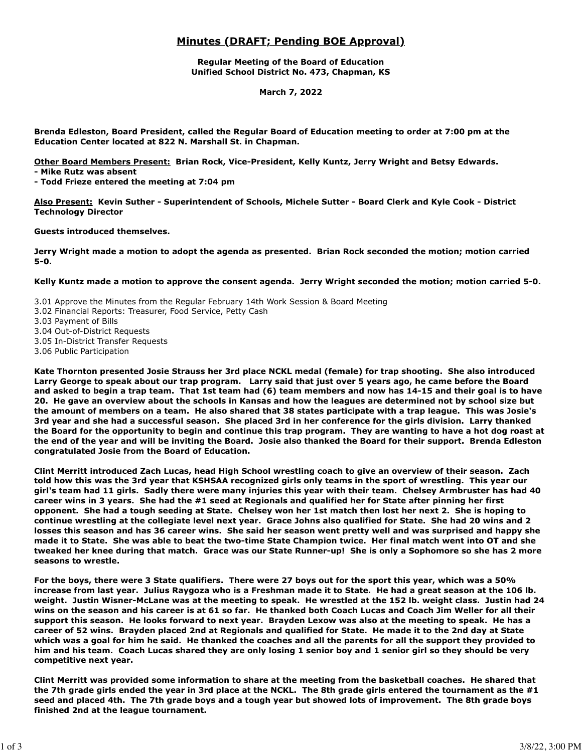# Minutes (DRAFT; Pending BOE Approval)

**Regular Meeting of the Board of Education**
**Unified School District No. 473, Chapman, KS**

**March 7, 2022**

**Brenda Edleston, Board President, called the Regular Board of Education meeting to order at 7:00 pm at the Education Center located at 822 N. Marshall St. in Chapman.**

**Other Board Members Present: Brian Rock, Vice-President, Kelly Kuntz, Jerry Wright and Betsy Edwards.**
**- Mike Rutz was absent**
**- Todd Frieze entered the meeting at 7:04 pm**

**Also Present: Kevin Suther - Superintendent of Schools, Michele Sutter - Board Clerk and Kyle Cook - District Technology Director**

**Guests introduced themselves.**

**Jerry Wright made a motion to adopt the agenda as presented. Brian Rock seconded the motion; motion carried 5-0.**

**Kelly Kuntz made a motion to approve the consent agenda. Jerry Wright seconded the motion; motion carried 5-0.**

3.01 Approve the Minutes from the Regular February 14th Work Session & Board Meeting
3.02 Financial Reports: Treasurer, Food Service, Petty Cash
3.03 Payment of Bills
3.04 Out-of-District Requests
3.05 In-District Transfer Requests
3.06 Public Participation

**Kate Thornton presented Josie Strauss her 3rd place NCKL medal (female) for trap shooting. She also introduced Larry George to speak about our trap program. Larry said that just over 5 years ago, he came before the Board and asked to begin a trap team. That 1st team had (6) team members and now has 14-15 and their goal is to have 20. He gave an overview about the schools in Kansas and how the leagues are determined not by school size but the amount of members on a team. He also shared that 38 states participate with a trap league. This was Josie's 3rd year and she had a successful season. She placed 3rd in her conference for the girls division. Larry thanked the Board for the opportunity to begin and continue this trap program. They are wanting to have a hot dog roast at the end of the year and will be inviting the Board. Josie also thanked the Board for their support. Brenda Edleston congratulated Josie from the Board of Education.**

**Clint Merritt introduced Zach Lucas, head High School wrestling coach to give an overview of their season. Zach told how this was the 3rd year that KSHSAA recognized girls only teams in the sport of wrestling. This year our girl's team had 11 girls. Sadly there were many injuries this year with their team. Chelsey Armbruster has had 40 career wins in 3 years. She had the #1 seed at Regionals and qualified her for State after pinning her first opponent. She had a tough seeding at State. Chelsey won her 1st match then lost her next 2. She is hoping to continue wrestling at the collegiate level next year. Grace Johns also qualified for State. She had 20 wins and 2 losses this season and has 36 career wins. She said her season went pretty well and was surprised and happy she made it to State. She was able to beat the two-time State Champion twice. Her final match went into OT and she tweaked her knee during that match. Grace was our State Runner-up! She is only a Sophomore so she has 2 more seasons to wrestle.**

**For the boys, there were 3 State qualifiers. There were 27 boys out for the sport this year, which was a 50% increase from last year. Julius Raygoza who is a Freshman made it to State. He had a great season at the 106 lb. weight. Justin Wisner-McLane was at the meeting to speak. He wrestled at the 152 lb. weight class. Justin had 24 wins on the season and his career is at 61 so far. He thanked both Coach Lucas and Coach Jim Weller for all their support this season. He looks forward to next year. Brayden Lexow was also at the meeting to speak. He has a career of 52 wins. Brayden placed 2nd at Regionals and qualified for State. He made it to the 2nd day at State which was a goal for him he said. He thanked the coaches and all the parents for all the support they provided to him and his team. Coach Lucas shared they are only losing 1 senior boy and 1 senior girl so they should be very competitive next year.**

**Clint Merritt was provided some information to share at the meeting from the basketball coaches. He shared that the 7th grade girls ended the year in 3rd place at the NCKL. The 8th grade girls entered the tournament as the #1 seed and placed 4th. The 7th grade boys and a tough year but showed lots of improvement. The 8th grade boys finished 2nd at the league tournament.**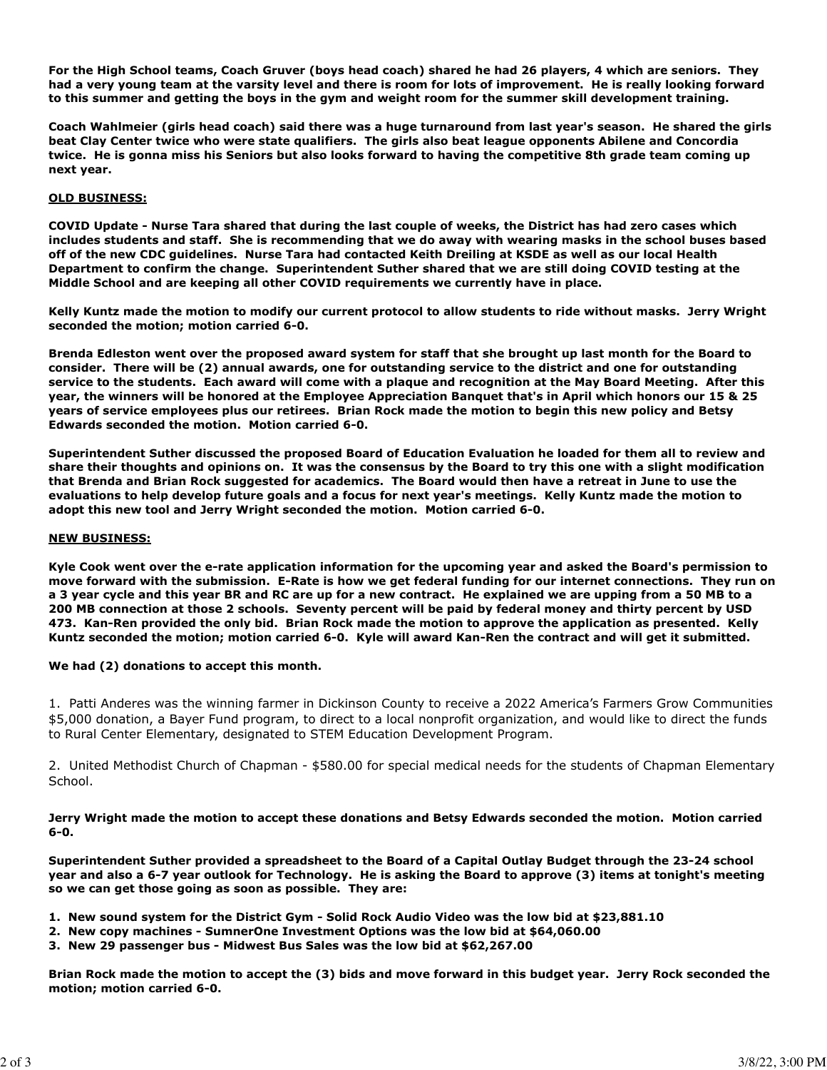**For the High School teams, Coach Gruver (boys head coach) shared he had 26 players, 4 which are seniors. They had a very young team at the varsity level and there is room for lots of improvement. He is really looking forward to this summer and getting the boys in the gym and weight room for the summer skill development training.**

**Coach Wahlmeier (girls head coach) said there was a huge turnaround from last year's season. He shared the girls beat Clay Center twice who were state qualifiers. The girls also beat league opponents Abilene and Concordia twice. He is gonna miss his Seniors but also looks forward to having the competitive 8th grade team coming up next year.**

**OLD BUSINESS:**

**COVID Update - Nurse Tara shared that during the last couple of weeks, the District has had zero cases which includes students and staff. She is recommending that we do away with wearing masks in the school buses based off of the new CDC guidelines. Nurse Tara had contacted Keith Dreiling at KSDE as well as our local Health Department to confirm the change. Superintendent Suther shared that we are still doing COVID testing at the Middle School and are keeping all other COVID requirements we currently have in place.**

**Kelly Kuntz made the motion to modify our current protocol to allow students to ride without masks. Jerry Wright seconded the motion; motion carried 6-0.**

**Brenda Edleston went over the proposed award system for staff that she brought up last month for the Board to consider. There will be (2) annual awards, one for outstanding service to the district and one for outstanding service to the students. Each award will come with a plaque and recognition at the May Board Meeting. After this year, the winners will be honored at the Employee Appreciation Banquet that's in April which honors our 15 & 25 years of service employees plus our retirees. Brian Rock made the motion to begin this new policy and Betsy Edwards seconded the motion. Motion carried 6-0.**

**Superintendent Suther discussed the proposed Board of Education Evaluation he loaded for them all to review and share their thoughts and opinions on. It was the consensus by the Board to try this one with a slight modification that Brenda and Brian Rock suggested for academics. The Board would then have a retreat in June to use the evaluations to help develop future goals and a focus for next year's meetings. Kelly Kuntz made the motion to adopt this new tool and Jerry Wright seconded the motion. Motion carried 6-0.**

**NEW BUSINESS:**

**Kyle Cook went over the e-rate application information for the upcoming year and asked the Board's permission to move forward with the submission. E-Rate is how we get federal funding for our internet connections. They run on a 3 year cycle and this year BR and RC are up for a new contract. He explained we are upping from a 50 MB to a 200 MB connection at those 2 schools. Seventy percent will be paid by federal money and thirty percent by USD 473. Kan-Ren provided the only bid. Brian Rock made the motion to approve the application as presented. Kelly Kuntz seconded the motion; motion carried 6-0. Kyle will award Kan-Ren the contract and will get it submitted.**

**We had (2) donations to accept this month.**

1. Patti Anderes was the winning farmer in Dickinson County to receive a 2022 America's Farmers Grow Communities $5,000 donation, a Bayer Fund program, to direct to a local nonprofit organization, and would like to direct the funds to Rural Center Elementary, designated to STEM Education Development Program.

2. United Methodist Church of Chapman - $580.00 for special medical needs for the students of Chapman Elementary School.

**Jerry Wright made the motion to accept these donations and Betsy Edwards seconded the motion. Motion carried 6-0.**

**Superintendent Suther provided a spreadsheet to the Board of a Capital Outlay Budget through the 23-24 school year and also a 6-7 year outlook for Technology. He is asking the Board to approve (3) items at tonight's meeting so we can get those going as soon as possible. They are:**

1. **New sound system for the District Gym - Solid Rock Audio Video was the low bid at $23,881.10**
2. **New copy machines - SumnerOne Investment Options was the low bid at $64,060.00**
3. **New 29 passenger bus - Midwest Bus Sales was the low bid at $62,267.00**

**Brian Rock made the motion to accept the (3) bids and move forward in this budget year. Jerry Rock seconded the motion; motion carried 6-0.**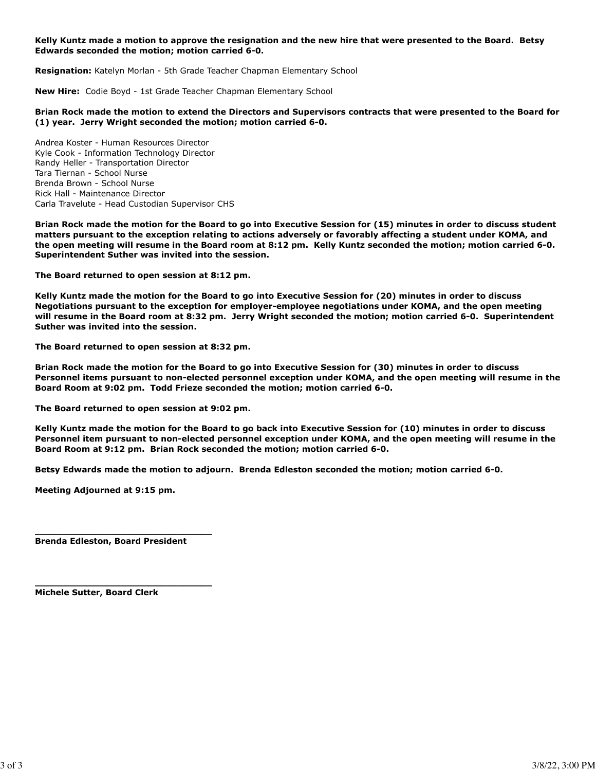**Kelly Kuntz made a motion to approve the resignation and the new hire that were presented to the Board. Betsy Edwards seconded the motion; motion carried 6-0.**

**Resignation:** Katelyn Morlan - 5th Grade Teacher Chapman Elementary School

**New Hire:** Codie Boyd - 1st Grade Teacher Chapman Elementary School

**Brian Rock made the motion to extend the Directors and Supervisors contracts that were presented to the Board for (1) year. Jerry Wright seconded the motion; motion carried 6-0.**

Andrea Koster - Human Resources Director
Kyle Cook - Information Technology Director
Randy Heller - Transportation Director
Tara Tiernan - School Nurse
Brenda Brown - School Nurse
Rick Hall - Maintenance Director
Carla Travelute - Head Custodian Supervisor CHS

**Brian Rock made the motion for the Board to go into Executive Session for (15) minutes in order to discuss student matters pursuant to the exception relating to actions adversely or favorably affecting a student under KOMA, and the open meeting will resume in the Board room at 8:12 pm. Kelly Kuntz seconded the motion; motion carried 6-0. Superintendent Suther was invited into the session.**

**The Board returned to open session at 8:12 pm.**

**Kelly Kuntz made the motion for the Board to go into Executive Session for (20) minutes in order to discuss Negotiations pursuant to the exception for employer-employee negotiations under KOMA, and the open meeting will resume in the Board room at 8:32 pm. Jerry Wright seconded the motion; motion carried 6-0. Superintendent Suther was invited into the session.**

**The Board returned to open session at 8:32 pm.**

**Brian Rock made the motion for the Board to go into Executive Session for (30) minutes in order to discuss Personnel items pursuant to non-elected personnel exception under KOMA, and the open meeting will resume in the Board Room at 9:02 pm. Todd Frieze seconded the motion; motion carried 6-0.**

**The Board returned to open session at 9:02 pm.**

**Kelly Kuntz made the motion for the Board to go back into Executive Session for (10) minutes in order to discuss Personnel item pursuant to non-elected personnel exception under KOMA, and the open meeting will resume in the Board Room at 9:12 pm. Brian Rock seconded the motion; motion carried 6-0.**

**Betsy Edwards made the motion to adjourn. Brenda Edleston seconded the motion; motion carried 6-0.**

**Meeting Adjourned at 9:15 pm.**

**________________________________**
**Brenda Edleston, Board President**

**________________________________**
**Michele Sutter, Board Clerk**